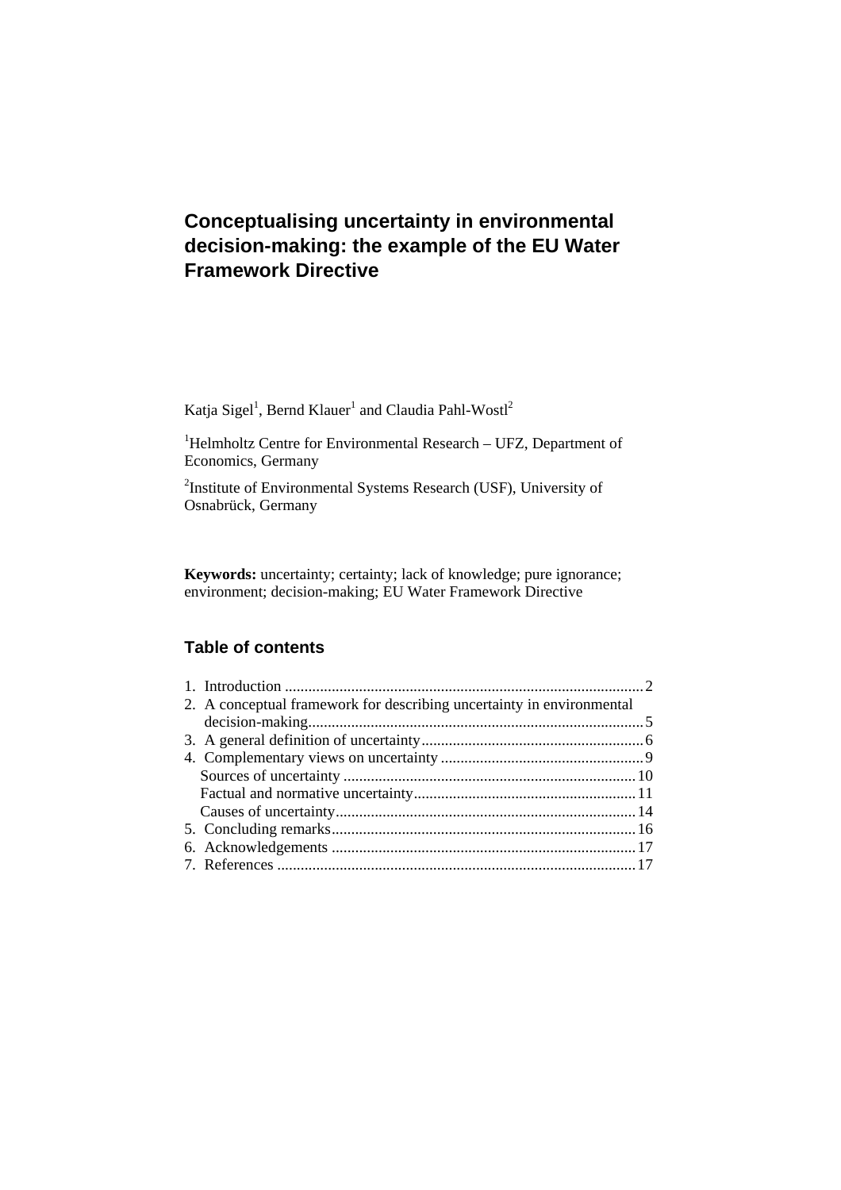# Conceptualising uncertainty in environmental decision-making: the example of the EU Water Framework Directive

Katja Sigel[1], Bernd Klauer[1] and Claudia Pahl-Wostl[2]

[1]Helmholtz Centre for Environmental Research – UFZ, Department of Economics, Germany

[2]Institute of Environmental Systems Research (USF), University of Osnabrück, Germany

**Keywords:** uncertainty; certainty; lack of knowledge; pure ignorance; environment; decision-making; EU Water Framework Directive

## Table of contents

1. Introduction ........................................................................................ 2
2. A conceptual framework for describing uncertainty in environmental decision-making.................................................................................... 5
3. A general definition of uncertainty......................................................... 6
4. Complementary views on uncertainty .................................................... 9
   - Sources of uncertainty .......................................................................... 10
   - Factual and normative uncertainty......................................................... 11
   - Causes of uncertainty............................................................................ 14
5. Concluding remarks.............................................................................. 16
6. Acknowledgements .............................................................................. 17
7. References ........................................................................................... 17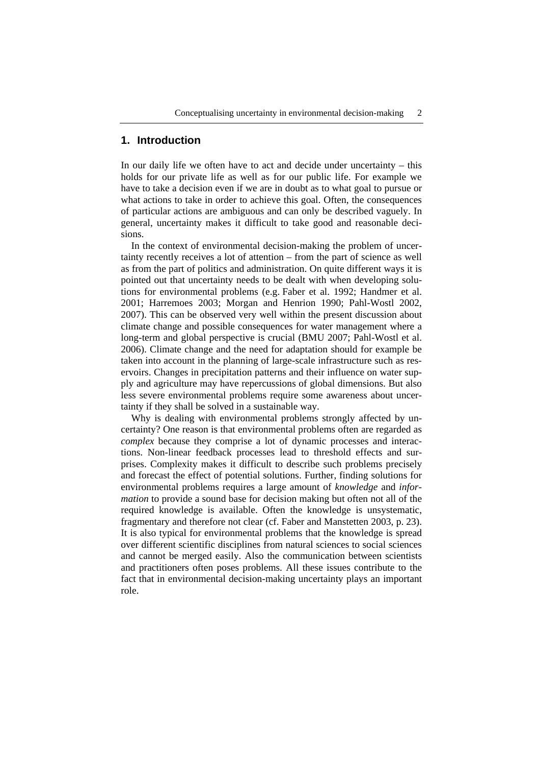## 1. Introduction

In our daily life we often have to act and decide under uncertainty – this holds for our private life as well as for our public life. For example we have to take a decision even if we are in doubt as to what goal to pursue or what actions to take in order to achieve this goal. Often, the consequences of particular actions are ambiguous and can only be described vaguely. In general, uncertainty makes it difficult to take good and reasonable decisions.

In the context of environmental decision-making the problem of uncertainty recently receives a lot of attention – from the part of science as well as from the part of politics and administration. On quite different ways it is pointed out that uncertainty needs to be dealt with when developing solutions for environmental problems (e.g. Faber et al. 1992; Handmer et al. 2001; Harremoes 2003; Morgan and Henrion 1990; Pahl-Wostl 2002, 2007). This can be observed very well within the present discussion about climate change and possible consequences for water management where a long-term and global perspective is crucial (BMU 2007; Pahl-Wostl et al. 2006). Climate change and the need for adaptation should for example be taken into account in the planning of large-scale infrastructure such as reservoirs. Changes in precipitation patterns and their influence on water supply and agriculture may have repercussions of global dimensions. But also less severe environmental problems require some awareness about uncertainty if they shall be solved in a sustainable way.

Why is dealing with environmental problems strongly affected by uncertainty? One reason is that environmental problems often are regarded as *complex* because they comprise a lot of dynamic processes and interactions. Non-linear feedback processes lead to threshold effects and surprises. Complexity makes it difficult to describe such problems precisely and forecast the effect of potential solutions. Further, finding solutions for environmental problems requires a large amount of *knowledge* and *information* to provide a sound base for decision making but often not all of the required knowledge is available. Often the knowledge is unsystematic, fragmentary and therefore not clear (cf. Faber and Manstetten 2003, p. 23). It is also typical for environmental problems that the knowledge is spread over different scientific disciplines from natural sciences to social sciences and cannot be merged easily. Also the communication between scientists and practitioners often poses problems. All these issues contribute to the fact that in environmental decision-making uncertainty plays an important role.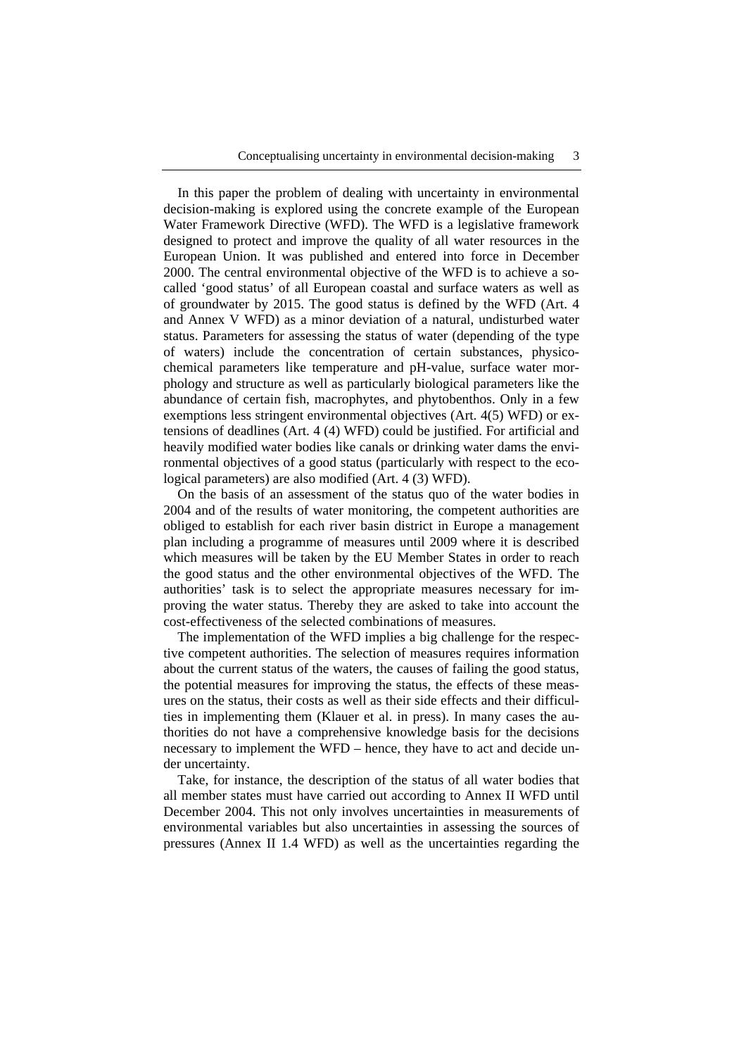In this paper the problem of dealing with uncertainty in environmental decision-making is explored using the concrete example of the European Water Framework Directive (WFD). The WFD is a legislative framework designed to protect and improve the quality of all water resources in the European Union. It was published and entered into force in December 2000. The central environmental objective of the WFD is to achieve a so-called 'good status' of all European coastal and surface waters as well as of groundwater by 2015. The good status is defined by the WFD (Art. 4 and Annex V WFD) as a minor deviation of a natural, undisturbed water status. Parameters for assessing the status of water (depending of the type of waters) include the concentration of certain substances, physico-chemical parameters like temperature and pH-value, surface water morphology and structure as well as particularly biological parameters like the abundance of certain fish, macrophytes, and phytobenthos. Only in a few exemptions less stringent environmental objectives (Art. 4(5) WFD) or extensions of deadlines (Art. 4 (4) WFD) could be justified. For artificial and heavily modified water bodies like canals or drinking water dams the environmental objectives of a good status (particularly with respect to the ecological parameters) are also modified (Art. 4 (3) WFD).

On the basis of an assessment of the status quo of the water bodies in 2004 and of the results of water monitoring, the competent authorities are obliged to establish for each river basin district in Europe a management plan including a programme of measures until 2009 where it is described which measures will be taken by the EU Member States in order to reach the good status and the other environmental objectives of the WFD. The authorities' task is to select the appropriate measures necessary for improving the water status. Thereby they are asked to take into account the cost-effectiveness of the selected combinations of measures.

The implementation of the WFD implies a big challenge for the respective competent authorities. The selection of measures requires information about the current status of the waters, the causes of failing the good status, the potential measures for improving the status, the effects of these measures on the status, their costs as well as their side effects and their difficulties in implementing them (Klauer et al. in press). In many cases the authorities do not have a comprehensive knowledge basis for the decisions necessary to implement the WFD – hence, they have to act and decide under uncertainty.

Take, for instance, the description of the status of all water bodies that all member states must have carried out according to Annex II WFD until December 2004. This not only involves uncertainties in measurements of environmental variables but also uncertainties in assessing the sources of pressures (Annex II 1.4 WFD) as well as the uncertainties regarding the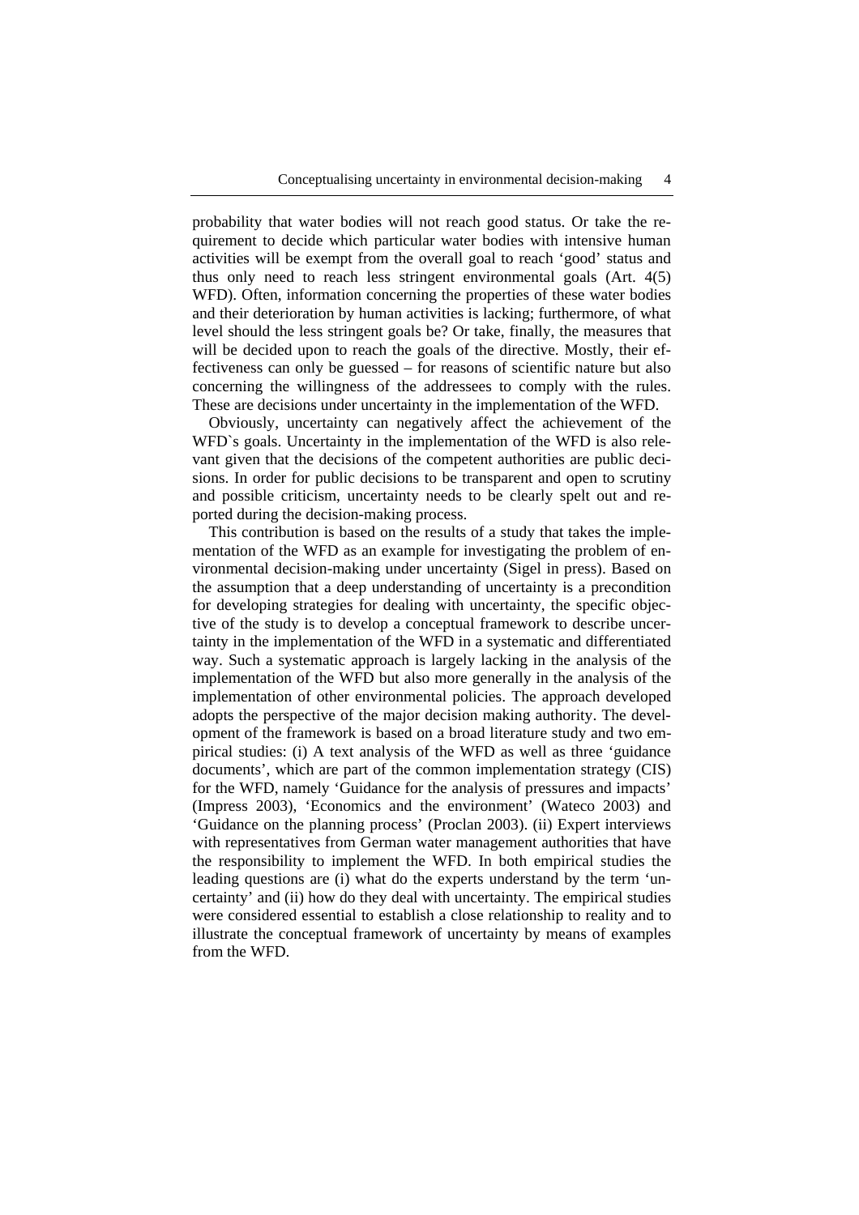probability that water bodies will not reach good status. Or take the requirement to decide which particular water bodies with intensive human activities will be exempt from the overall goal to reach 'good' status and thus only need to reach less stringent environmental goals (Art. 4(5) WFD). Often, information concerning the properties of these water bodies and their deterioration by human activities is lacking; furthermore, of what level should the less stringent goals be? Or take, finally, the measures that will be decided upon to reach the goals of the directive. Mostly, their effectiveness can only be guessed – for reasons of scientific nature but also concerning the willingness of the addressees to comply with the rules. These are decisions under uncertainty in the implementation of the WFD.

Obviously, uncertainty can negatively affect the achievement of the WFD`s goals. Uncertainty in the implementation of the WFD is also relevant given that the decisions of the competent authorities are public decisions. In order for public decisions to be transparent and open to scrutiny and possible criticism, uncertainty needs to be clearly spelt out and reported during the decision-making process.

This contribution is based on the results of a study that takes the implementation of the WFD as an example for investigating the problem of environmental decision-making under uncertainty (Sigel in press). Based on the assumption that a deep understanding of uncertainty is a precondition for developing strategies for dealing with uncertainty, the specific objective of the study is to develop a conceptual framework to describe uncertainty in the implementation of the WFD in a systematic and differentiated way. Such a systematic approach is largely lacking in the analysis of the implementation of the WFD but also more generally in the analysis of the implementation of other environmental policies. The approach developed adopts the perspective of the major decision making authority. The development of the framework is based on a broad literature study and two empirical studies: (i) A text analysis of the WFD as well as three 'guidance documents', which are part of the common implementation strategy (CIS) for the WFD, namely 'Guidance for the analysis of pressures and impacts' (Impress 2003), 'Economics and the environment' (Wateco 2003) and 'Guidance on the planning process' (Proclan 2003). (ii) Expert interviews with representatives from German water management authorities that have the responsibility to implement the WFD. In both empirical studies the leading questions are (i) what do the experts understand by the term 'uncertainty' and (ii) how do they deal with uncertainty. The empirical studies were considered essential to establish a close relationship to reality and to illustrate the conceptual framework of uncertainty by means of examples from the WFD.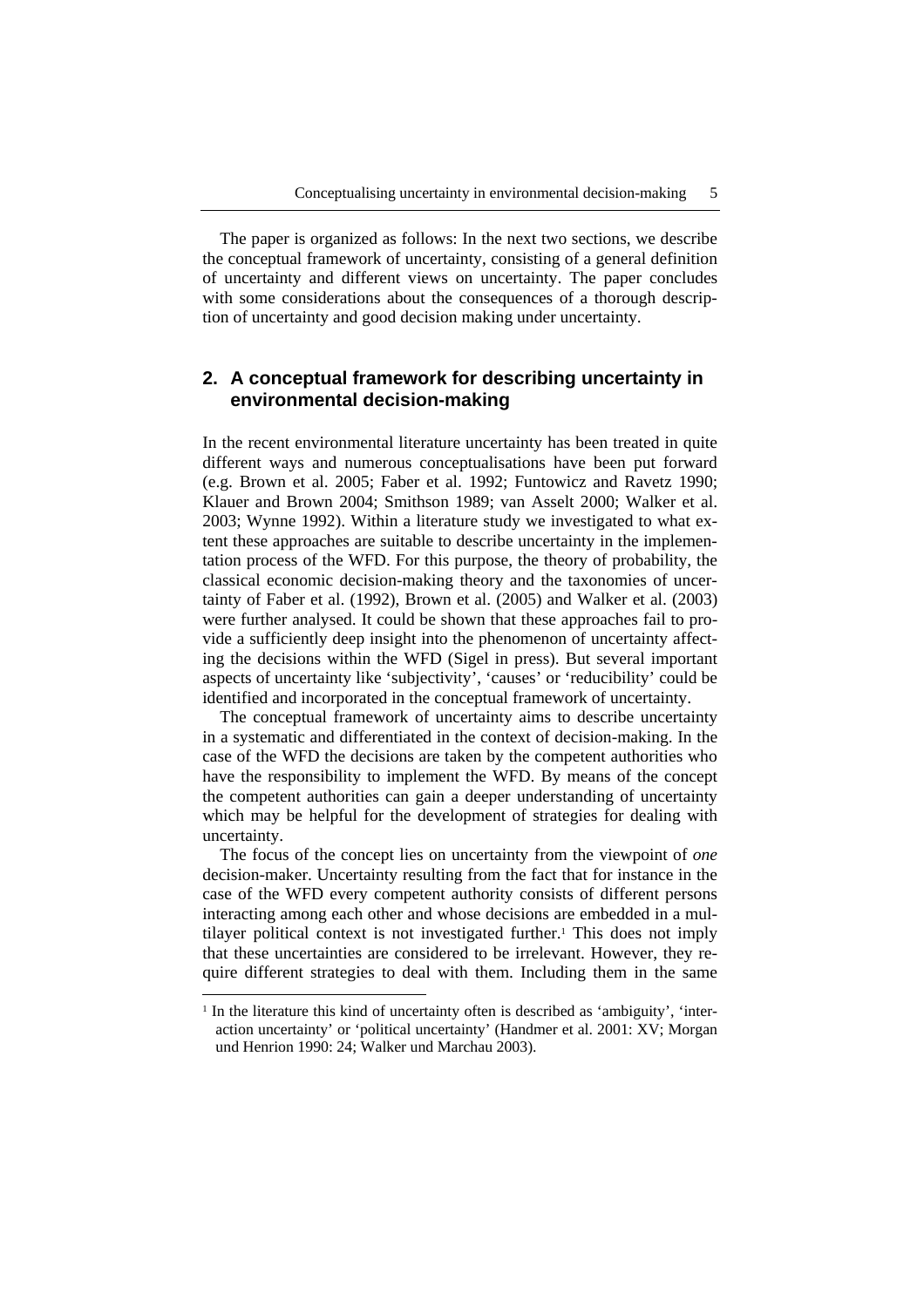The paper is organized as follows: In the next two sections, we describe the conceptual framework of uncertainty, consisting of a general definition of uncertainty and different views on uncertainty. The paper concludes with some considerations about the consequences of a thorough description of uncertainty and good decision making under uncertainty.

## 2. A conceptual framework for describing uncertainty in environmental decision-making

In the recent environmental literature uncertainty has been treated in quite different ways and numerous conceptualisations have been put forward (e.g. Brown et al. 2005; Faber et al. 1992; Funtowicz and Ravetz 1990; Klauer and Brown 2004; Smithson 1989; van Asselt 2000; Walker et al. 2003; Wynne 1992). Within a literature study we investigated to what extent these approaches are suitable to describe uncertainty in the implementation process of the WFD. For this purpose, the theory of probability, the classical economic decision-making theory and the taxonomies of uncertainty of Faber et al. (1992), Brown et al. (2005) and Walker et al. (2003) were further analysed. It could be shown that these approaches fail to provide a sufficiently deep insight into the phenomenon of uncertainty affecting the decisions within the WFD (Sigel in press). But several important aspects of uncertainty like 'subjectivity', 'causes' or 'reducibility' could be identified and incorporated in the conceptual framework of uncertainty.

The conceptual framework of uncertainty aims to describe uncertainty in a systematic and differentiated in the context of decision-making. In the case of the WFD the decisions are taken by the competent authorities who have the responsibility to implement the WFD. By means of the concept the competent authorities can gain a deeper understanding of uncertainty which may be helpful for the development of strategies for dealing with uncertainty.

The focus of the concept lies on uncertainty from the viewpoint of *one* decision-maker. Uncertainty resulting from the fact that for instance in the case of the WFD every competent authority consists of different persons interacting among each other and whose decisions are embedded in a multilayer political context is not investigated further.[1] This does not imply that these uncertainties are considered to be irrelevant. However, they require different strategies to deal with them. Including them in the same

[1] In the literature this kind of uncertainty often is described as 'ambiguity', 'interaction uncertainty' or 'political uncertainty' (Handmer et al. 2001: XV; Morgan und Henrion 1990: 24; Walker und Marchau 2003).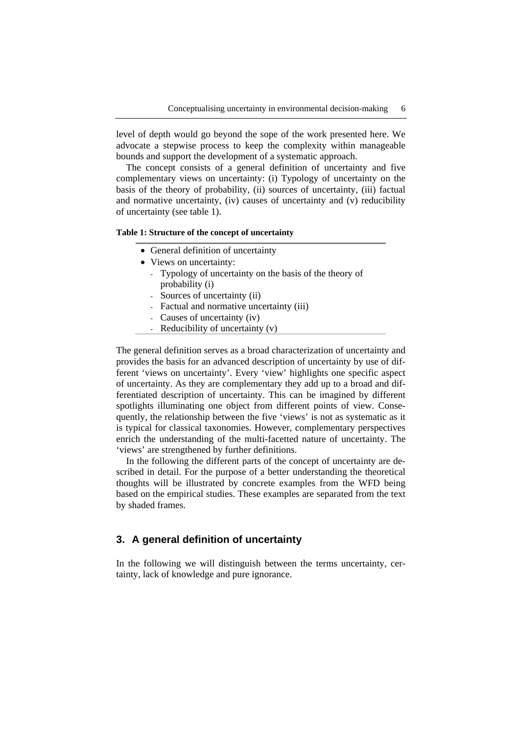level of depth would go beyond the sope of the work presented here. We advocate a stepwise process to keep the complexity within manageable bounds and support the development of a systematic approach.

The concept consists of a general definition of uncertainty and five complementary views on uncertainty: (i) Typology of uncertainty on the basis of the theory of probability, (ii) sources of uncertainty, (iii) factual and normative uncertainty, (iv) causes of uncertainty and (v) reducibility of uncertainty (see table 1).

**Table 1: Structure of the concept of uncertainty**

- General definition of uncertainty
- Views on uncertainty:
  - Typology of uncertainty on the basis of the theory of probability (i)
  - Sources of uncertainty (ii)
  - Factual and normative uncertainty (iii)
  - Causes of uncertainty (iv)
  - Reducibility of uncertainty (v)

The general definition serves as a broad characterization of uncertainty and provides the basis for an advanced description of uncertainty by use of different 'views on uncertainty'. Every 'view' highlights one specific aspect of uncertainty. As they are complementary they add up to a broad and differentiated description of uncertainty. This can be imagined by different spotlights illuminating one object from different points of view. Consequently, the relationship between the five 'views' is not as systematic as it is typical for classical taxonomies. However, complementary perspectives enrich the understanding of the multi-facetted nature of uncertainty. The 'views' are strengthened by further definitions.

In the following the different parts of the concept of uncertainty are described in detail. For the purpose of a better understanding the theoretical thoughts will be illustrated by concrete examples from the WFD being based on the empirical studies. These examples are separated from the text by shaded frames.

## 3. A general definition of uncertainty

In the following we will distinguish between the terms uncertainty, certainty, lack of knowledge and pure ignorance.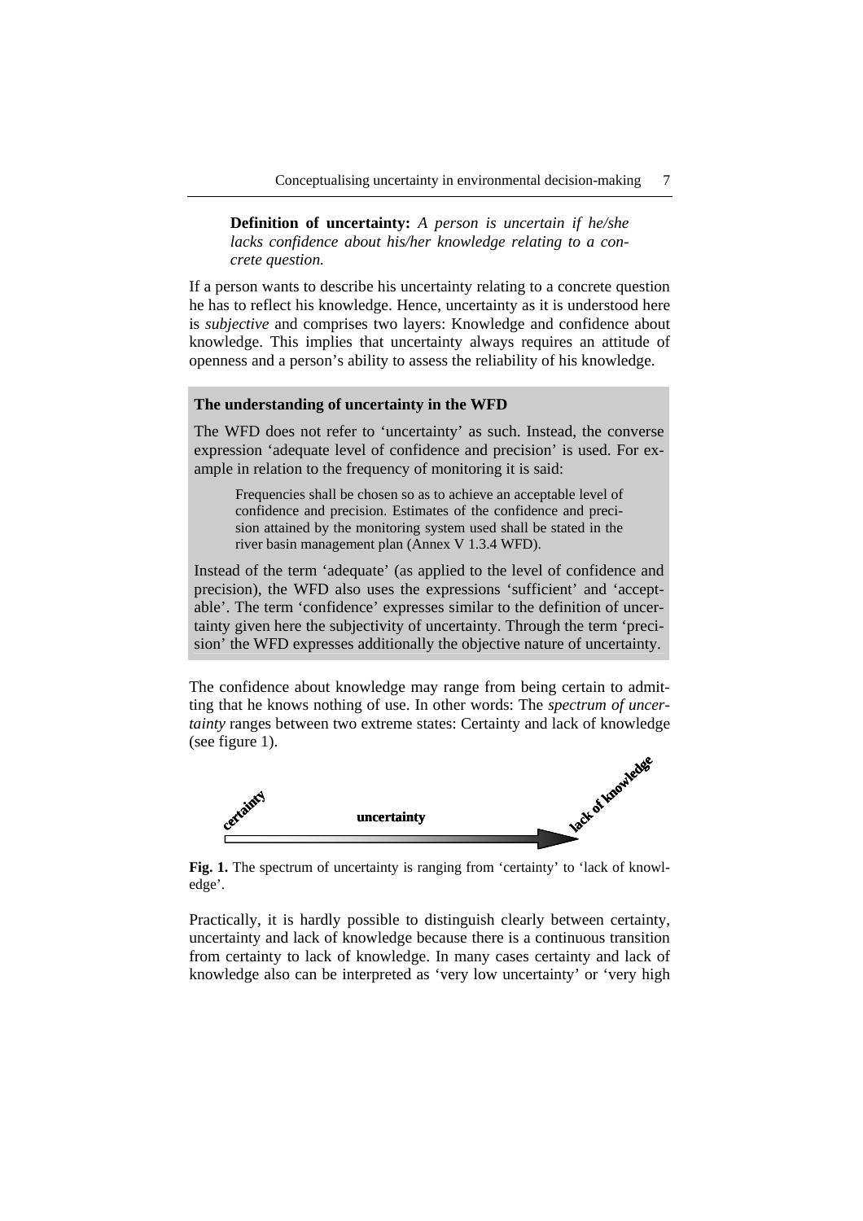**Definition of uncertainty:** *A person is uncertain if he/she lacks confidence about his/her knowledge relating to a concrete question.*

If a person wants to describe his uncertainty relating to a concrete question he has to reflect his knowledge. Hence, uncertainty as it is understood here is *subjective* and comprises two layers: Knowledge and confidence about knowledge. This implies that uncertainty always requires an attitude of openness and a person's ability to assess the reliability of his knowledge.

**The understanding of uncertainty in the WFD**

The WFD does not refer to 'uncertainty' as such. Instead, the converse expression 'adequate level of confidence and precision' is used. For example in relation to the frequency of monitoring it is said:

> Frequencies shall be chosen so as to achieve an acceptable level of confidence and precision. Estimates of the confidence and precision attained by the monitoring system used shall be stated in the river basin management plan (Annex V 1.3.4 WFD).

Instead of the term 'adequate' (as applied to the level of confidence and precision), the WFD also uses the expressions 'sufficient' and 'acceptable'. The term 'confidence' expresses similar to the definition of uncertainty given here the subjectivity of uncertainty. Through the term 'precision' the WFD expresses additionally the objective nature of uncertainty.

The confidence about knowledge may range from being certain to admitting that he knows nothing of use. In other words: The *spectrum of uncertainty* ranges between two extreme states: Certainty and lack of knowledge (see figure 1).

certainty — uncertainty — lack of knowledge

**Fig. 1.** The spectrum of uncertainty is ranging from 'certainty' to 'lack of knowledge'.

Practically, it is hardly possible to distinguish clearly between certainty, uncertainty and lack of knowledge because there is a continuous transition from certainty to lack of knowledge. In many cases certainty and lack of knowledge also can be interpreted as 'very low uncertainty' or 'very high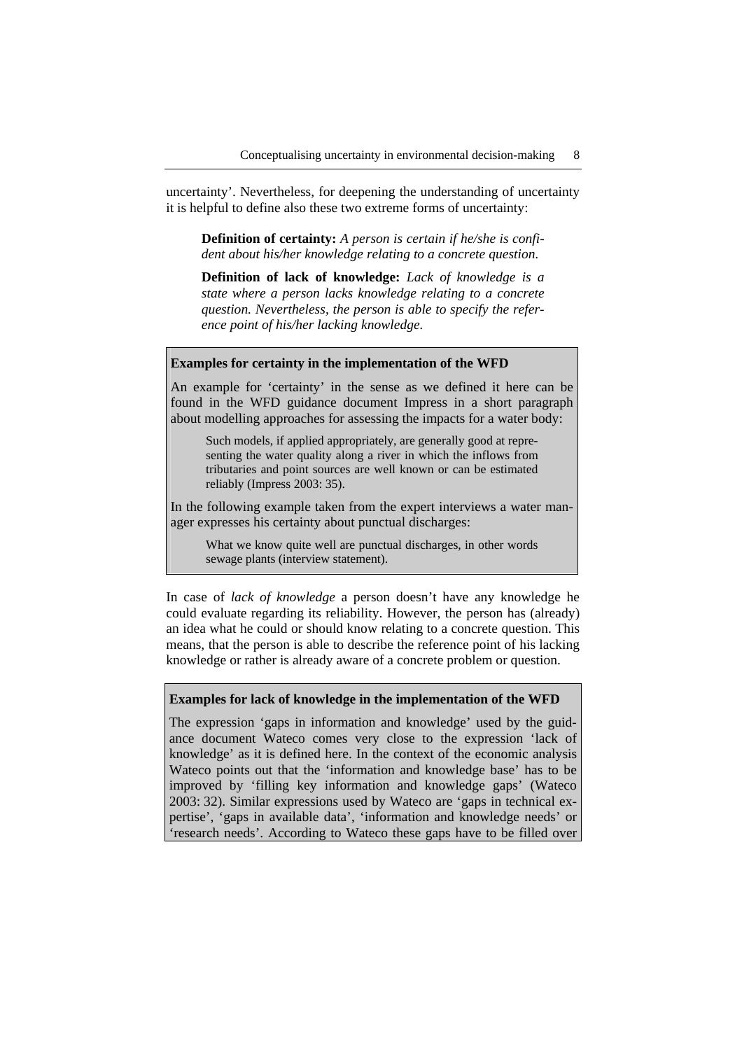uncertainty'. Nevertheless, for deepening the understanding of uncertainty it is helpful to define also these two extreme forms of uncertainty:

> **Definition of certainty:** *A person is certain if he/she is confident about his/her knowledge relating to a concrete question.*

> **Definition of lack of knowledge:** *Lack of knowledge is a state where a person lacks knowledge relating to a concrete question. Nevertheless, the person is able to specify the reference point of his/her lacking knowledge.*

**Examples for certainty in the implementation of the WFD**

An example for 'certainty' in the sense as we defined it here can be found in the WFD guidance document Impress in a short paragraph about modelling approaches for assessing the impacts for a water body:

> Such models, if applied appropriately, are generally good at representing the water quality along a river in which the inflows from tributaries and point sources are well known or can be estimated reliably (Impress 2003: 35).

In the following example taken from the expert interviews a water manager expresses his certainty about punctual discharges:

> What we know quite well are punctual discharges, in other words sewage plants (interview statement).

In case of *lack of knowledge* a person doesn't have any knowledge he could evaluate regarding its reliability. However, the person has (already) an idea what he could or should know relating to a concrete question. This means, that the person is able to describe the reference point of his lacking knowledge or rather is already aware of a concrete problem or question.

**Examples for lack of knowledge in the implementation of the WFD**

The expression 'gaps in information and knowledge' used by the guidance document Wateco comes very close to the expression 'lack of knowledge' as it is defined here. In the context of the economic analysis Wateco points out that the 'information and knowledge base' has to be improved by 'filling key information and knowledge gaps' (Wateco 2003: 32). Similar expressions used by Wateco are 'gaps in technical expertise', 'gaps in available data', 'information and knowledge needs' or 'research needs'. According to Wateco these gaps have to be filled over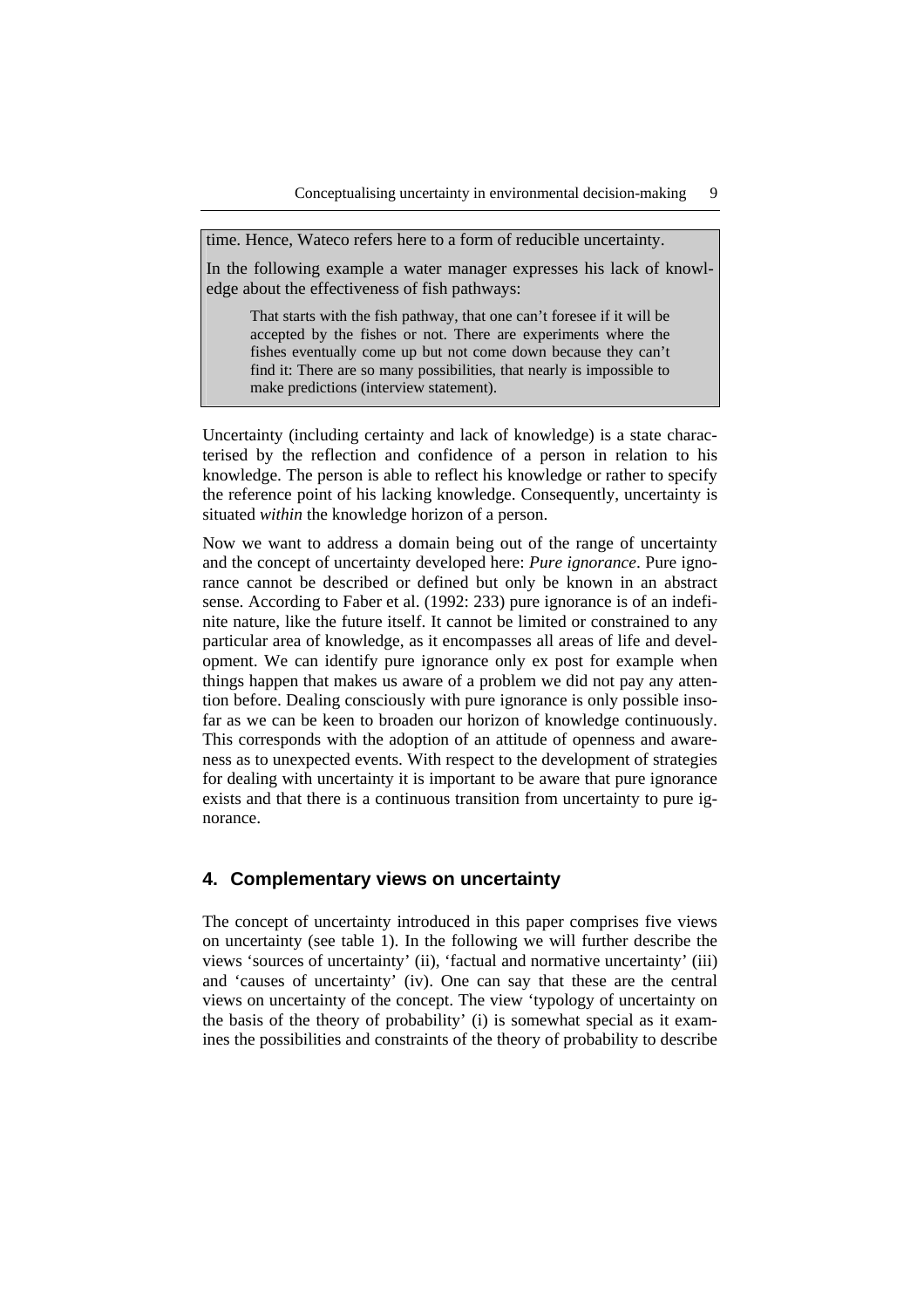time. Hence, Wateco refers here to a form of reducible uncertainty.

In the following example a water manager expresses his lack of knowledge about the effectiveness of fish pathways:

> That starts with the fish pathway, that one can't foresee if it will be accepted by the fishes or not. There are experiments where the fishes eventually come up but not come down because they can't find it: There are so many possibilities, that nearly is impossible to make predictions (interview statement).

Uncertainty (including certainty and lack of knowledge) is a state characterised by the reflection and confidence of a person in relation to his knowledge. The person is able to reflect his knowledge or rather to specify the reference point of his lacking knowledge. Consequently, uncertainty is situated *within* the knowledge horizon of a person.

Now we want to address a domain being out of the range of uncertainty and the concept of uncertainty developed here: *Pure ignorance*. Pure ignorance cannot be described or defined but only be known in an abstract sense. According to Faber et al. (1992: 233) pure ignorance is of an indefinite nature, like the future itself. It cannot be limited or constrained to any particular area of knowledge, as it encompasses all areas of life and development. We can identify pure ignorance only ex post for example when things happen that makes us aware of a problem we did not pay any attention before. Dealing consciously with pure ignorance is only possible insofar as we can be keen to broaden our horizon of knowledge continuously. This corresponds with the adoption of an attitude of openness and awareness as to unexpected events. With respect to the development of strategies for dealing with uncertainty it is important to be aware that pure ignorance exists and that there is a continuous transition from uncertainty to pure ignorance.

## 4. Complementary views on uncertainty

The concept of uncertainty introduced in this paper comprises five views on uncertainty (see table 1). In the following we will further describe the views 'sources of uncertainty' (ii), 'factual and normative uncertainty' (iii) and 'causes of uncertainty' (iv). One can say that these are the central views on uncertainty of the concept. The view 'typology of uncertainty on the basis of the theory of probability' (i) is somewhat special as it examines the possibilities and constraints of the theory of probability to describe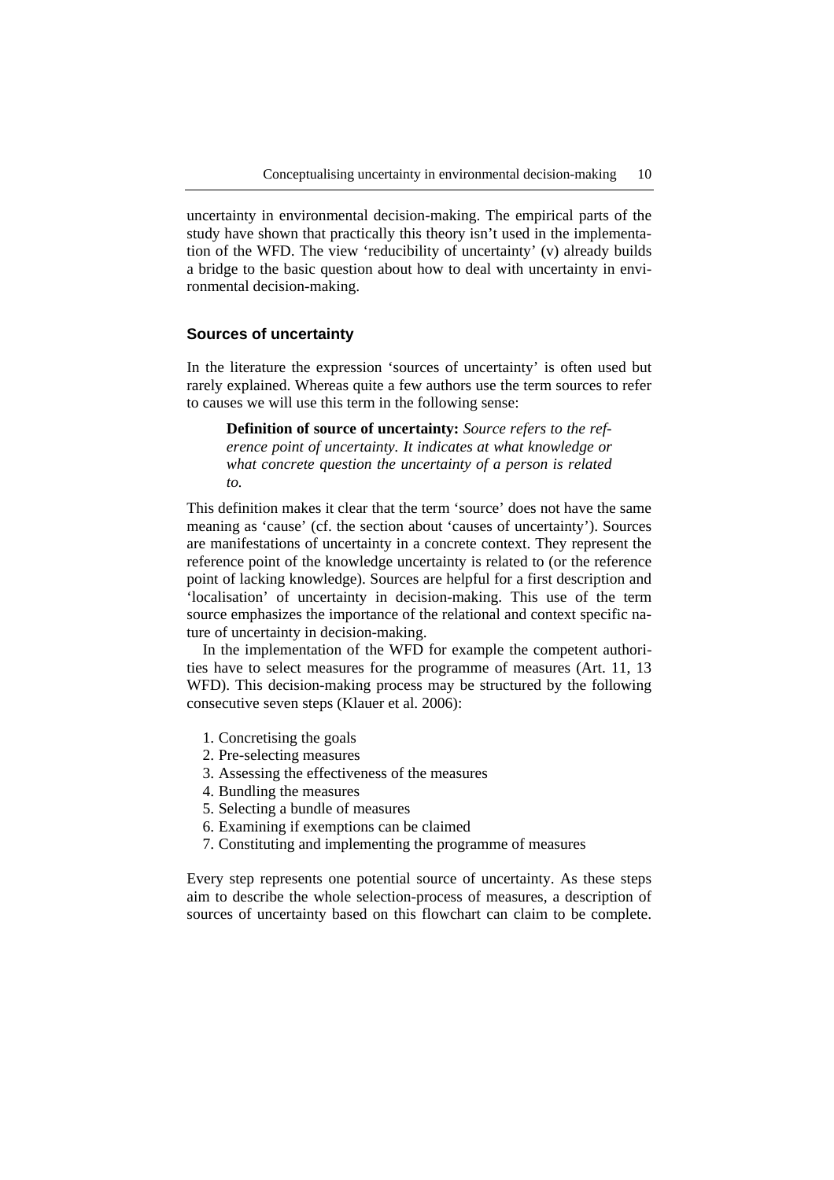uncertainty in environmental decision-making. The empirical parts of the study have shown that practically this theory isn't used in the implementation of the WFD. The view 'reducibility of uncertainty' (v) already builds a bridge to the basic question about how to deal with uncertainty in environmental decision-making.

## Sources of uncertainty

In the literature the expression 'sources of uncertainty' is often used but rarely explained. Whereas quite a few authors use the term sources to refer to causes we will use this term in the following sense:

> **Definition of source of uncertainty:** *Source refers to the reference point of uncertainty. It indicates at what knowledge or what concrete question the uncertainty of a person is related to.*

This definition makes it clear that the term 'source' does not have the same meaning as 'cause' (cf. the section about 'causes of uncertainty'). Sources are manifestations of uncertainty in a concrete context. They represent the reference point of the knowledge uncertainty is related to (or the reference point of lacking knowledge). Sources are helpful for a first description and 'localisation' of uncertainty in decision-making. This use of the term source emphasizes the importance of the relational and context specific nature of uncertainty in decision-making.

In the implementation of the WFD for example the competent authorities have to select measures for the programme of measures (Art. 11, 13 WFD). This decision-making process may be structured by the following consecutive seven steps (Klauer et al. 2006):

1. Concretising the goals
2. Pre-selecting measures
3. Assessing the effectiveness of the measures
4. Bundling the measures
5. Selecting a bundle of measures
6. Examining if exemptions can be claimed
7. Constituting and implementing the programme of measures

Every step represents one potential source of uncertainty. As these steps aim to describe the whole selection-process of measures, a description of sources of uncertainty based on this flowchart can claim to be complete.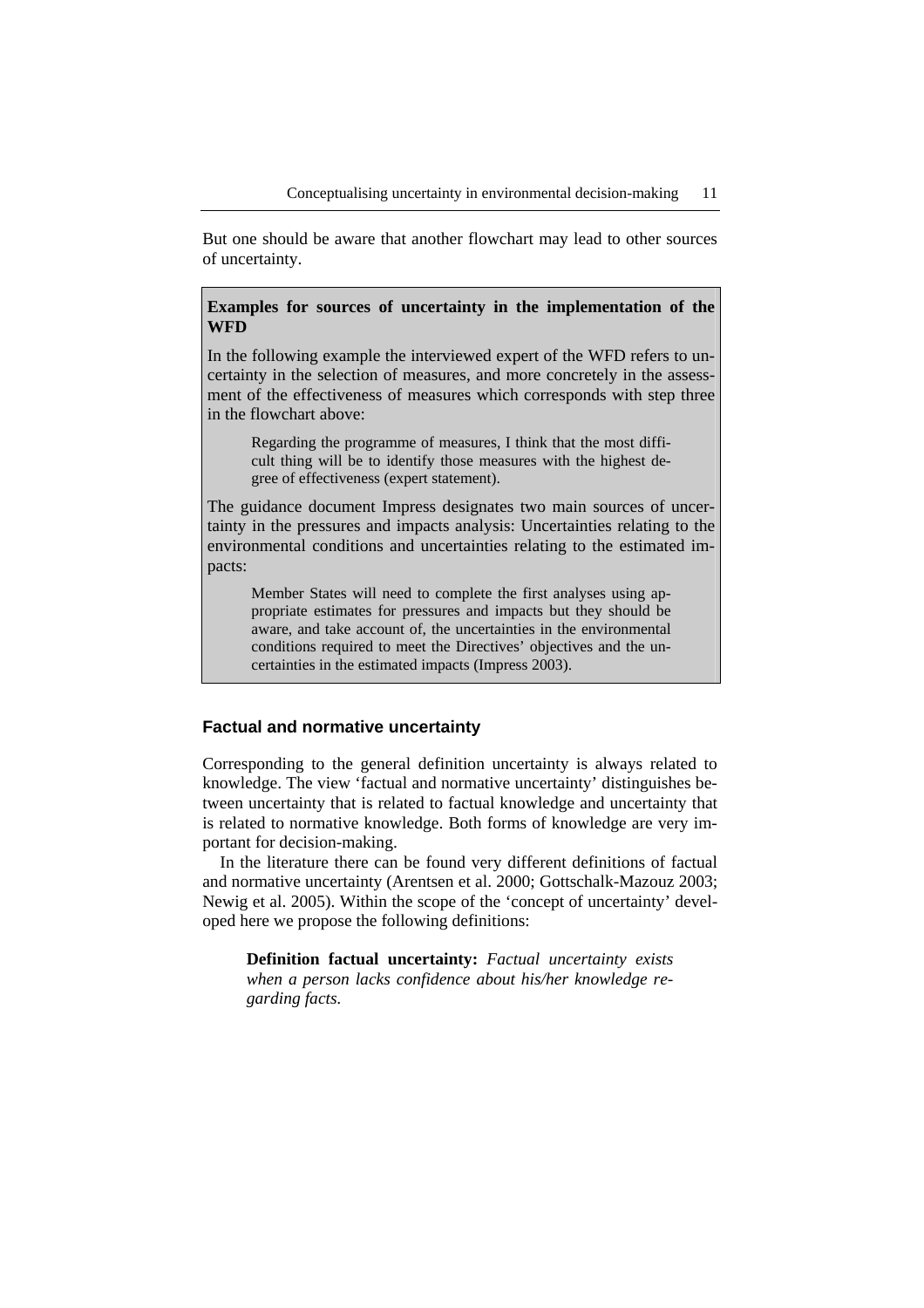But one should be aware that another flowchart may lead to other sources of uncertainty.

**Examples for sources of uncertainty in the implementation of the WFD**

In the following example the interviewed expert of the WFD refers to uncertainty in the selection of measures, and more concretely in the assessment of the effectiveness of measures which corresponds with step three in the flowchart above:

> Regarding the programme of measures, I think that the most difficult thing will be to identify those measures with the highest degree of effectiveness (expert statement).

The guidance document Impress designates two main sources of uncertainty in the pressures and impacts analysis: Uncertainties relating to the environmental conditions and uncertainties relating to the estimated impacts:

> Member States will need to complete the first analyses using appropriate estimates for pressures and impacts but they should be aware, and take account of, the uncertainties in the environmental conditions required to meet the Directives' objectives and the uncertainties in the estimated impacts (Impress 2003).

### Factual and normative uncertainty

Corresponding to the general definition uncertainty is always related to knowledge. The view 'factual and normative uncertainty' distinguishes between uncertainty that is related to factual knowledge and uncertainty that is related to normative knowledge. Both forms of knowledge are very important for decision-making.

In the literature there can be found very different definitions of factual and normative uncertainty (Arentsen et al. 2000; Gottschalk-Mazouz 2003; Newig et al. 2005). Within the scope of the 'concept of uncertainty' developed here we propose the following definitions:

> **Definition factual uncertainty:** *Factual uncertainty exists when a person lacks confidence about his/her knowledge regarding facts.*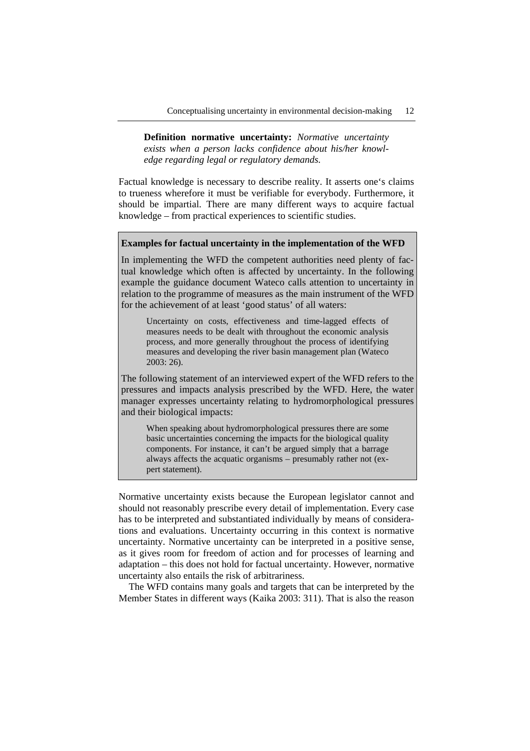**Definition normative uncertainty:** *Normative uncertainty exists when a person lacks confidence about his/her knowledge regarding legal or regulatory demands.*

Factual knowledge is necessary to describe reality. It asserts one's claims to trueness wherefore it must be verifiable for everybody. Furthermore, it should be impartial. There are many different ways to acquire factual knowledge – from practical experiences to scientific studies.

> **Examples for factual uncertainty in the implementation of the WFD**
>
> In implementing the WFD the competent authorities need plenty of factual knowledge which often is affected by uncertainty. In the following example the guidance document Wateco calls attention to uncertainty in relation to the programme of measures as the main instrument of the WFD for the achievement of at least 'good status' of all waters:
>
> > Uncertainty on costs, effectiveness and time-lagged effects of measures needs to be dealt with throughout the economic analysis process, and more generally throughout the process of identifying measures and developing the river basin management plan (Wateco 2003: 26).
>
> The following statement of an interviewed expert of the WFD refers to the pressures and impacts analysis prescribed by the WFD. Here, the water manager expresses uncertainty relating to hydromorphological pressures and their biological impacts:
>
> > When speaking about hydromorphological pressures there are some basic uncertainties concerning the impacts for the biological quality components. For instance, it can't be argued simply that a barrage always affects the acquatic organisms – presumably rather not (expert statement).

Normative uncertainty exists because the European legislator cannot and should not reasonably prescribe every detail of implementation. Every case has to be interpreted and substantiated individually by means of considerations and evaluations. Uncertainty occurring in this context is normative uncertainty. Normative uncertainty can be interpreted in a positive sense, as it gives room for freedom of action and for processes of learning and adaptation – this does not hold for factual uncertainty. However, normative uncertainty also entails the risk of arbitrariness.

The WFD contains many goals and targets that can be interpreted by the Member States in different ways (Kaika 2003: 311). That is also the reason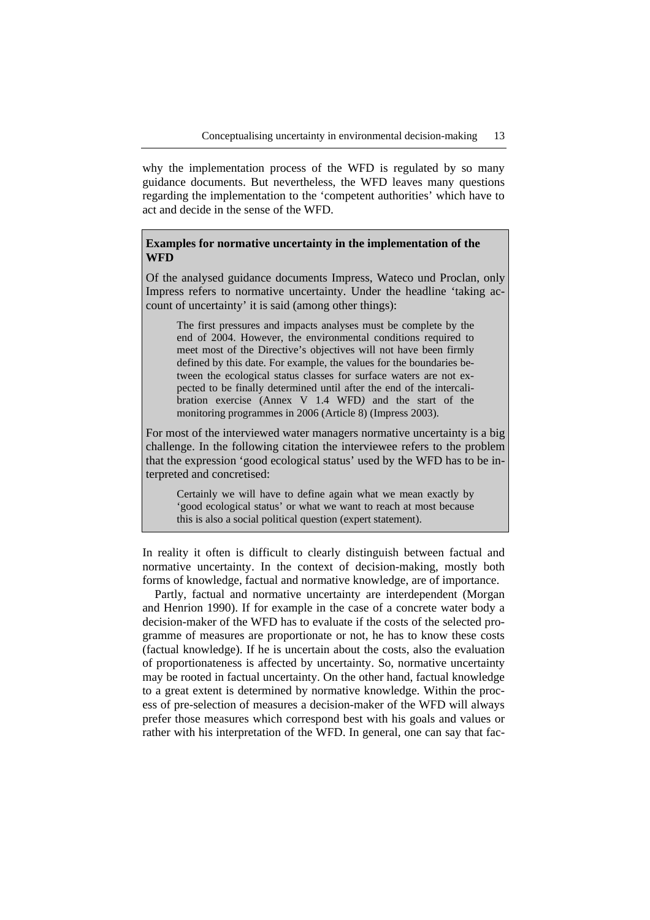why the implementation process of the WFD is regulated by so many guidance documents. But nevertheless, the WFD leaves many questions regarding the implementation to the 'competent authorities' which have to act and decide in the sense of the WFD.

**Examples for normative uncertainty in the implementation of the WFD**

Of the analysed guidance documents Impress, Wateco und Proclan, only Impress refers to normative uncertainty. Under the headline 'taking account of uncertainty' it is said (among other things):

> The first pressures and impacts analyses must be complete by the end of 2004. However, the environmental conditions required to meet most of the Directive's objectives will not have been firmly defined by this date. For example, the values for the boundaries between the ecological status classes for surface waters are not expected to be finally determined until after the end of the intercalibration exercise (Annex V 1.4 WFD) and the start of the monitoring programmes in 2006 (Article 8) (Impress 2003).

For most of the interviewed water managers normative uncertainty is a big challenge. In the following citation the interviewee refers to the problem that the expression 'good ecological status' used by the WFD has to be interpreted and concretised:

> Certainly we will have to define again what we mean exactly by 'good ecological status' or what we want to reach at most because this is also a social political question (expert statement).

In reality it often is difficult to clearly distinguish between factual and normative uncertainty. In the context of decision-making, mostly both forms of knowledge, factual and normative knowledge, are of importance.

Partly, factual and normative uncertainty are interdependent (Morgan and Henrion 1990). If for example in the case of a concrete water body a decision-maker of the WFD has to evaluate if the costs of the selected programme of measures are proportionate or not, he has to know these costs (factual knowledge). If he is uncertain about the costs, also the evaluation of proportionateness is affected by uncertainty. So, normative uncertainty may be rooted in factual uncertainty. On the other hand, factual knowledge to a great extent is determined by normative knowledge. Within the process of pre-selection of measures a decision-maker of the WFD will always prefer those measures which correspond best with his goals and values or rather with his interpretation of the WFD. In general, one can say that fac-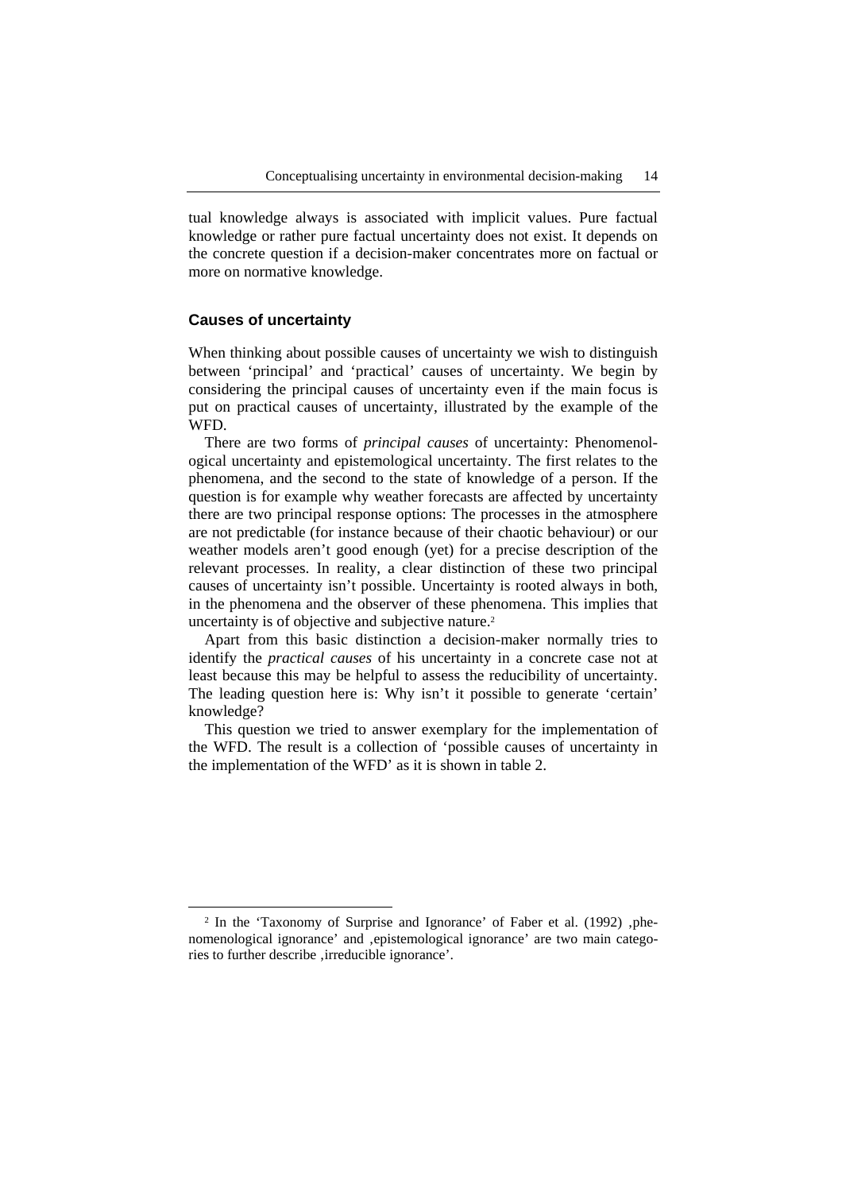tual knowledge always is associated with implicit values. Pure factual knowledge or rather pure factual uncertainty does not exist. It depends on the concrete question if a decision-maker concentrates more on factual or more on normative knowledge.

### Causes of uncertainty

When thinking about possible causes of uncertainty we wish to distinguish between 'principal' and 'practical' causes of uncertainty. We begin by considering the principal causes of uncertainty even if the main focus is put on practical causes of uncertainty, illustrated by the example of the WFD.

There are two forms of *principal causes* of uncertainty: Phenomenological uncertainty and epistemological uncertainty. The first relates to the phenomena, and the second to the state of knowledge of a person. If the question is for example why weather forecasts are affected by uncertainty there are two principal response options: The processes in the atmosphere are not predictable (for instance because of their chaotic behaviour) or our weather models aren't good enough (yet) for a precise description of the relevant processes. In reality, a clear distinction of these two principal causes of uncertainty isn't possible. Uncertainty is rooted always in both, in the phenomena and the observer of these phenomena. This implies that uncertainty is of objective and subjective nature.[2]

Apart from this basic distinction a decision-maker normally tries to identify the *practical causes* of his uncertainty in a concrete case not at least because this may be helpful to assess the reducibility of uncertainty. The leading question here is: Why isn't it possible to generate 'certain' knowledge?

This question we tried to answer exemplary for the implementation of the WFD. The result is a collection of 'possible causes of uncertainty in the implementation of the WFD' as it is shown in table 2.

---

[2] In the 'Taxonomy of Surprise and Ignorance' of Faber et al. (1992) ‚phenomenological ignorance' and ‚epistemological ignorance' are two main categories to further describe ‚irreducible ignorance'.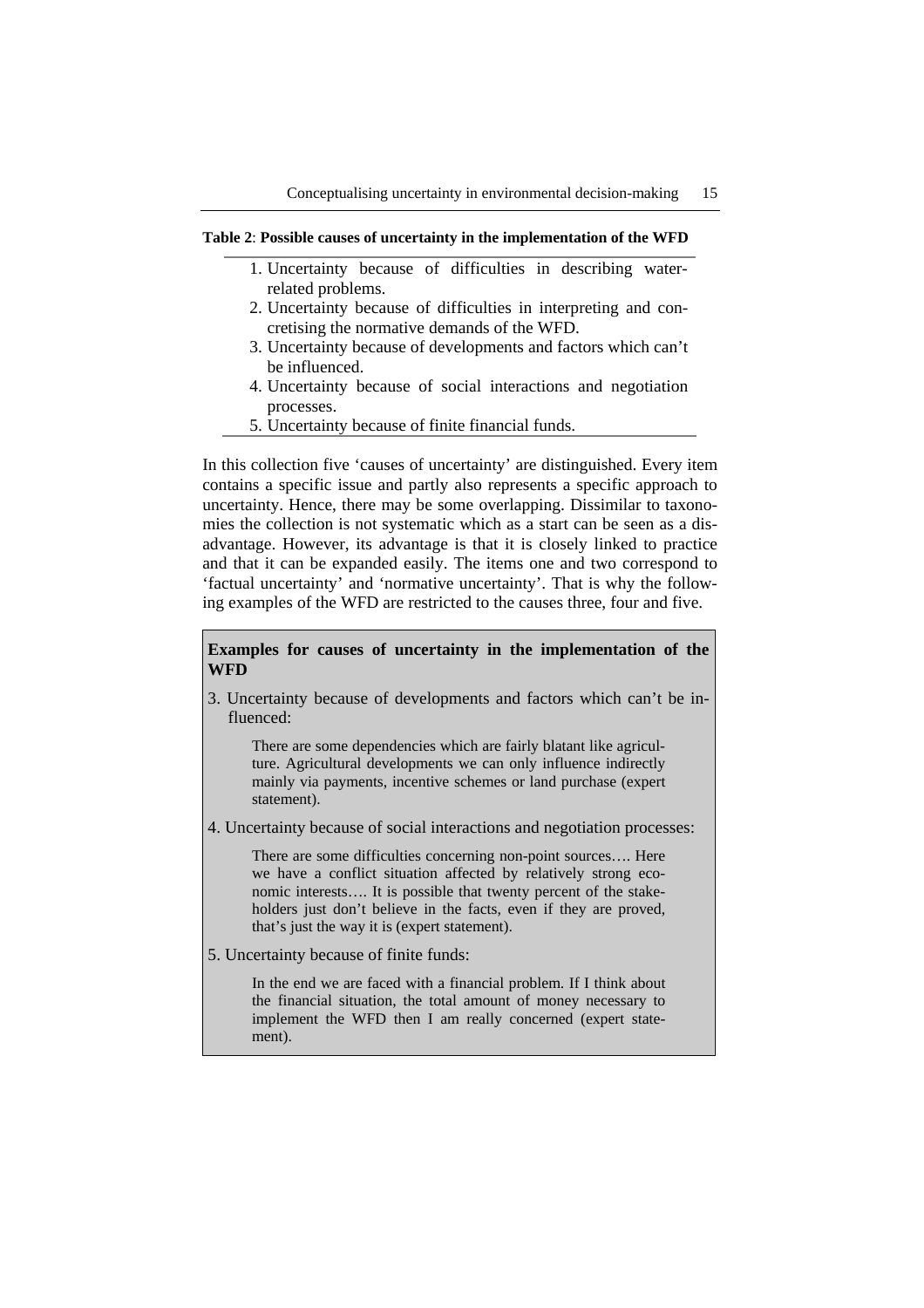**Table 2**: **Possible causes of uncertainty in the implementation of the WFD**

1. Uncertainty because of difficulties in describing water-related problems.
2. Uncertainty because of difficulties in interpreting and concretising the normative demands of the WFD.
3. Uncertainty because of developments and factors which can't be influenced.
4. Uncertainty because of social interactions and negotiation processes.
5. Uncertainty because of finite financial funds.

In this collection five 'causes of uncertainty' are distinguished. Every item contains a specific issue and partly also represents a specific approach to uncertainty. Hence, there may be some overlapping. Dissimilar to taxonomies the collection is not systematic which as a start can be seen as a disadvantage. However, its advantage is that it is closely linked to practice and that it can be expanded easily. The items one and two correspond to 'factual uncertainty' and 'normative uncertainty'. That is why the following examples of the WFD are restricted to the causes three, four and five.

**Examples for causes of uncertainty in the implementation of the WFD**

3. Uncertainty because of developments and factors which can't be influenced:

> There are some dependencies which are fairly blatant like agriculture. Agricultural developments we can only influence indirectly mainly via payments, incentive schemes or land purchase (expert statement).

4. Uncertainty because of social interactions and negotiation processes:

> There are some difficulties concerning non-point sources…. Here we have a conflict situation affected by relatively strong economic interests…. It is possible that twenty percent of the stakeholders just don't believe in the facts, even if they are proved, that's just the way it is (expert statement).

5. Uncertainty because of finite funds:

> In the end we are faced with a financial problem. If I think about the financial situation, the total amount of money necessary to implement the WFD then I am really concerned (expert statement).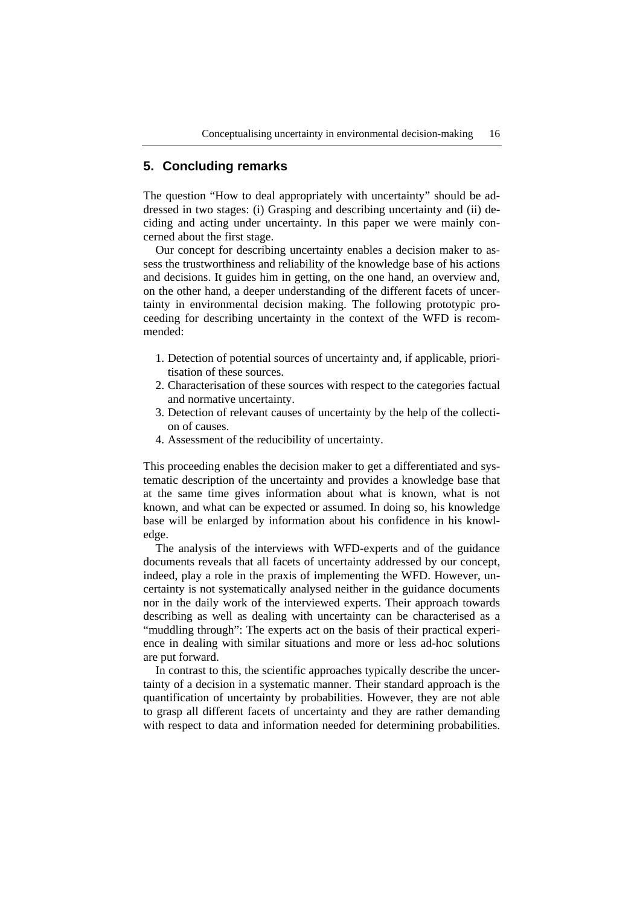## 5. Concluding remarks

The question "How to deal appropriately with uncertainty" should be addressed in two stages: (i) Grasping and describing uncertainty and (ii) deciding and acting under uncertainty. In this paper we were mainly concerned about the first stage.

Our concept for describing uncertainty enables a decision maker to assess the trustworthiness and reliability of the knowledge base of his actions and decisions. It guides him in getting, on the one hand, an overview and, on the other hand, a deeper understanding of the different facets of uncertainty in environmental decision making. The following prototypic proceeding for describing uncertainty in the context of the WFD is recommended:

1. Detection of potential sources of uncertainty and, if applicable, prioritisation of these sources.
2. Characterisation of these sources with respect to the categories factual and normative uncertainty.
3. Detection of relevant causes of uncertainty by the help of the collection of causes.
4. Assessment of the reducibility of uncertainty.

This proceeding enables the decision maker to get a differentiated and systematic description of the uncertainty and provides a knowledge base that at the same time gives information about what is known, what is not known, and what can be expected or assumed. In doing so, his knowledge base will be enlarged by information about his confidence in his knowledge.

The analysis of the interviews with WFD-experts and of the guidance documents reveals that all facets of uncertainty addressed by our concept, indeed, play a role in the praxis of implementing the WFD. However, uncertainty is not systematically analysed neither in the guidance documents nor in the daily work of the interviewed experts. Their approach towards describing as well as dealing with uncertainty can be characterised as a "muddling through": The experts act on the basis of their practical experience in dealing with similar situations and more or less ad-hoc solutions are put forward.

In contrast to this, the scientific approaches typically describe the uncertainty of a decision in a systematic manner. Their standard approach is the quantification of uncertainty by probabilities. However, they are not able to grasp all different facets of uncertainty and they are rather demanding with respect to data and information needed for determining probabilities.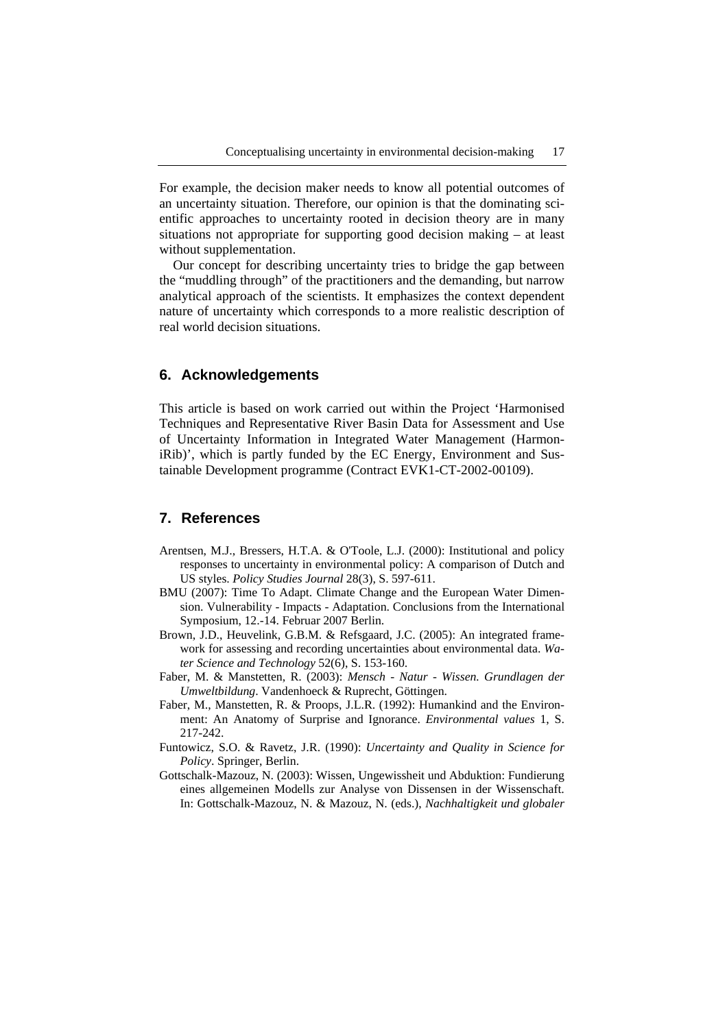For example, the decision maker needs to know all potential outcomes of an uncertainty situation. Therefore, our opinion is that the dominating scientific approaches to uncertainty rooted in decision theory are in many situations not appropriate for supporting good decision making – at least without supplementation.

Our concept for describing uncertainty tries to bridge the gap between the "muddling through" of the practitioners and the demanding, but narrow analytical approach of the scientists. It emphasizes the context dependent nature of uncertainty which corresponds to a more realistic description of real world decision situations.

## 6. Acknowledgements

This article is based on work carried out within the Project 'Harmonised Techniques and Representative River Basin Data for Assessment and Use of Uncertainty Information in Integrated Water Management (HarmoniRib)', which is partly funded by the EC Energy, Environment and Sustainable Development programme (Contract EVK1-CT-2002-00109).

## 7. References

Arentsen, M.J., Bressers, H.T.A. & O'Toole, L.J. (2000): Institutional and policy responses to uncertainty in environmental policy: A comparison of Dutch and US styles. *Policy Studies Journal* 28(3), S. 597-611.

BMU (2007): Time To Adapt. Climate Change and the European Water Dimension. Vulnerability - Impacts - Adaptation. Conclusions from the International Symposium, 12.-14. Februar 2007 Berlin.

Brown, J.D., Heuvelink, G.B.M. & Refsgaard, J.C. (2005): An integrated framework for assessing and recording uncertainties about environmental data. *Water Science and Technology* 52(6), S. 153-160.

Faber, M. & Manstetten, R. (2003): *Mensch - Natur - Wissen. Grundlagen der Umweltbildung*. Vandenhoeck & Ruprecht, Göttingen.

Faber, M., Manstetten, R. & Proops, J.L.R. (1992): Humankind and the Environment: An Anatomy of Surprise and Ignorance. *Environmental values* 1, S. 217-242.

Funtowicz, S.O. & Ravetz, J.R. (1990): *Uncertainty and Quality in Science for Policy*. Springer, Berlin.

Gottschalk-Mazouz, N. (2003): Wissen, Ungewissheit und Abduktion: Fundierung eines allgemeinen Modells zur Analyse von Dissensen in der Wissenschaft. In: Gottschalk-Mazouz, N. & Mazouz, N. (eds.), *Nachhaltigkeit und globaler*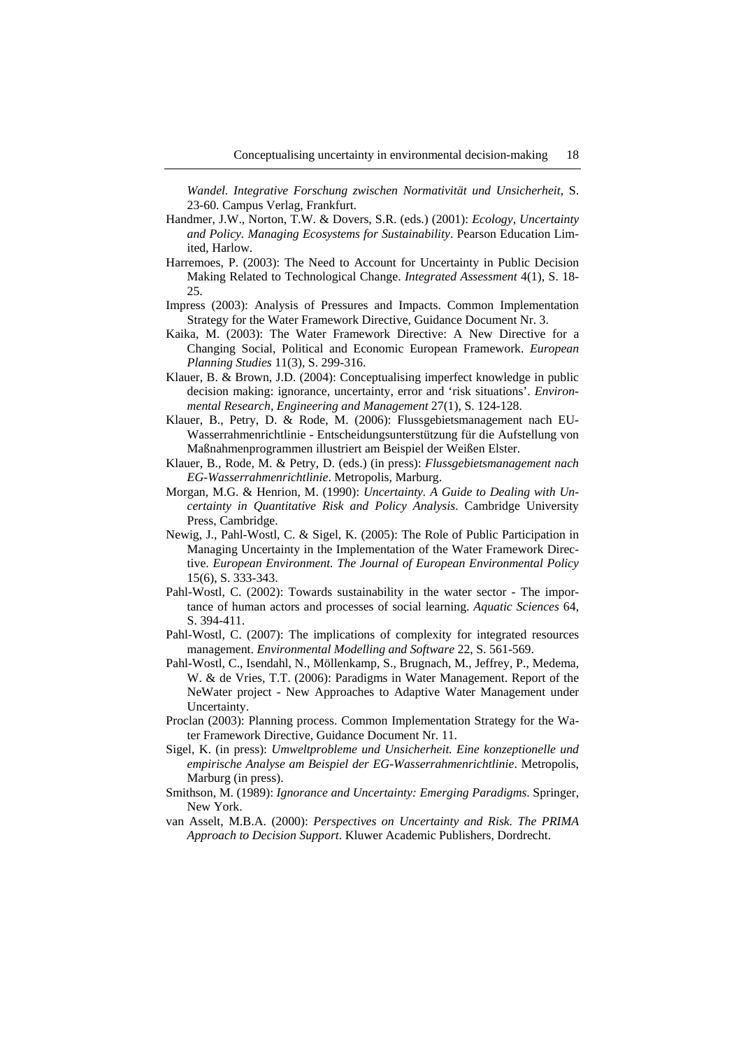*Wandel. Integrative Forschung zwischen Normativität und Unsicherheit*, S. 23-60. Campus Verlag, Frankfurt.

Handmer, J.W., Norton, T.W. & Dovers, S.R. (eds.) (2001): *Ecology, Uncertainty and Policy. Managing Ecosystems for Sustainability*. Pearson Education Limited, Harlow.

Harremoes, P. (2003): The Need to Account for Uncertainty in Public Decision Making Related to Technological Change. *Integrated Assessment* 4(1), S. 18-25.

Impress (2003): Analysis of Pressures and Impacts. Common Implementation Strategy for the Water Framework Directive, Guidance Document Nr. 3.

Kaika, M. (2003): The Water Framework Directive: A New Directive for a Changing Social, Political and Economic European Framework. *European Planning Studies* 11(3), S. 299-316.

Klauer, B. & Brown, J.D. (2004): Conceptualising imperfect knowledge in public decision making: ignorance, uncertainty, error and 'risk situations'. *Environmental Research, Engineering and Management* 27(1), S. 124-128.

Klauer, B., Petry, D. & Rode, M. (2006): Flussgebietsmanagement nach EU-Wasserrahmenrichtlinie - Entscheidungsunterstützung für die Aufstellung von Maßnahmenprogrammen illustriert am Beispiel der Weißen Elster.

Klauer, B., Rode, M. & Petry, D. (eds.) (in press): *Flussgebietsmanagement nach EG-Wasserrahmenrichtlinie*. Metropolis, Marburg.

Morgan, M.G. & Henrion, M. (1990): *Uncertainty. A Guide to Dealing with Uncertainty in Quantitative Risk and Policy Analysis*. Cambridge University Press, Cambridge.

Newig, J., Pahl-Wostl, C. & Sigel, K. (2005): The Role of Public Participation in Managing Uncertainty in the Implementation of the Water Framework Directive. *European Environment. The Journal of European Environmental Policy* 15(6), S. 333-343.

Pahl-Wostl, C. (2002): Towards sustainability in the water sector - The importance of human actors and processes of social learning. *Aquatic Sciences* 64, S. 394-411.

Pahl-Wostl, C. (2007): The implications of complexity for integrated resources management. *Environmental Modelling and Software* 22, S. 561-569.

Pahl-Wostl, C., Isendahl, N., Möllenkamp, S., Brugnach, M., Jeffrey, P., Medema, W. & de Vries, T.T. (2006): Paradigms in Water Management. Report of the NeWater project - New Approaches to Adaptive Water Management under Uncertainty.

Proclan (2003): Planning process. Common Implementation Strategy for the Water Framework Directive, Guidance Document Nr. 11.

Sigel, K. (in press): *Umweltprobleme und Unsicherheit. Eine konzeptionelle und empirische Analyse am Beispiel der EG-Wasserrahmenrichtlinie*. Metropolis, Marburg (in press).

Smithson, M. (1989): *Ignorance and Uncertainty: Emerging Paradigms.* Springer, New York.

van Asselt, M.B.A. (2000): *Perspectives on Uncertainty and Risk. The PRIMA Approach to Decision Support*. Kluwer Academic Publishers, Dordrecht.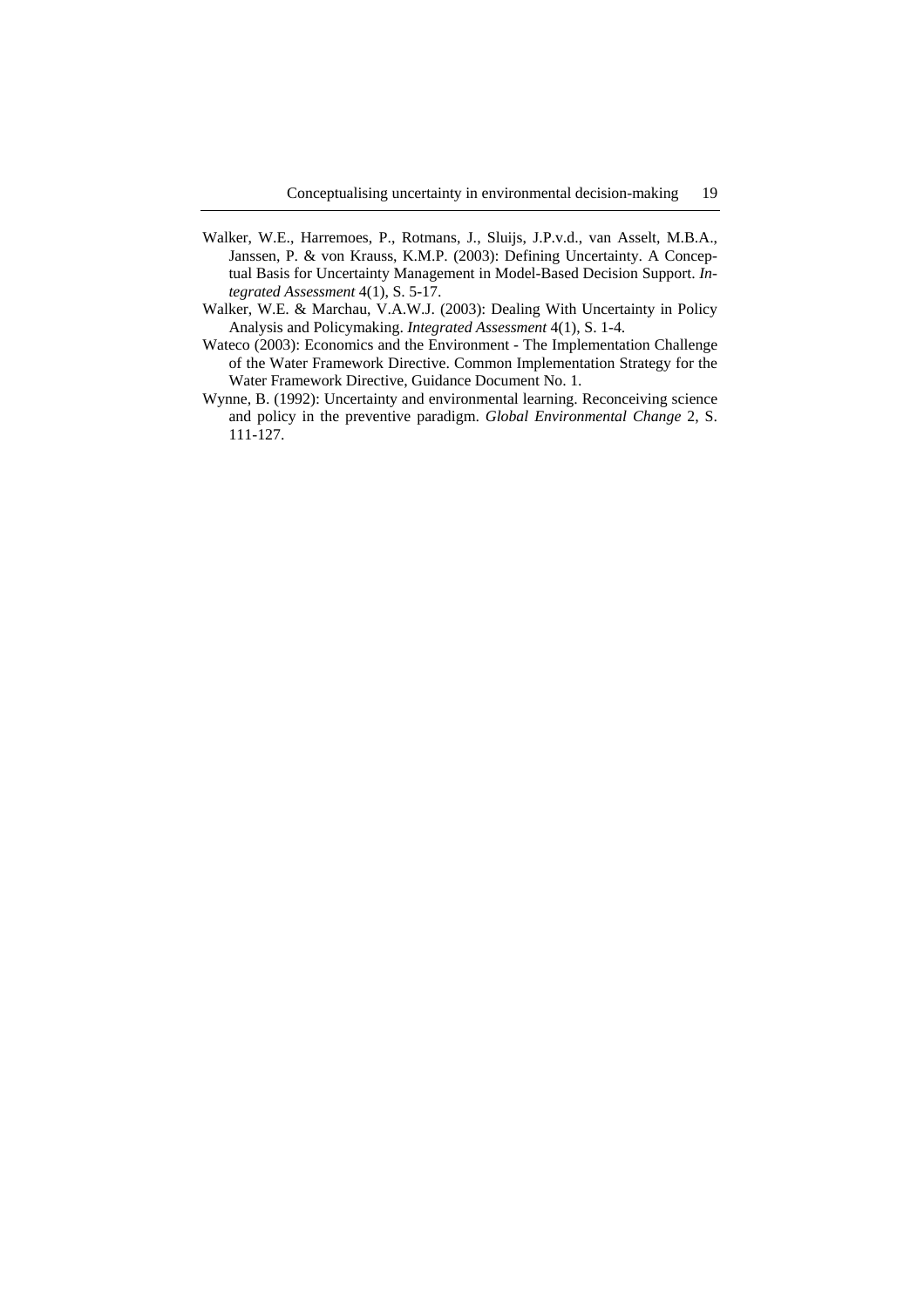Walker, W.E., Harremoes, P., Rotmans, J., Sluijs, J.P.v.d., van Asselt, M.B.A., Janssen, P. & von Krauss, K.M.P. (2003): Defining Uncertainty. A Conceptual Basis for Uncertainty Management in Model-Based Decision Support. *Integrated Assessment* 4(1), S. 5-17.

Walker, W.E. & Marchau, V.A.W.J. (2003): Dealing With Uncertainty in Policy Analysis and Policymaking. *Integrated Assessment* 4(1), S. 1-4.

Wateco (2003): Economics and the Environment - The Implementation Challenge of the Water Framework Directive. Common Implementation Strategy for the Water Framework Directive, Guidance Document No. 1.

Wynne, B. (1992): Uncertainty and environmental learning. Reconceiving science and policy in the preventive paradigm. *Global Environmental Change* 2, S. 111-127.